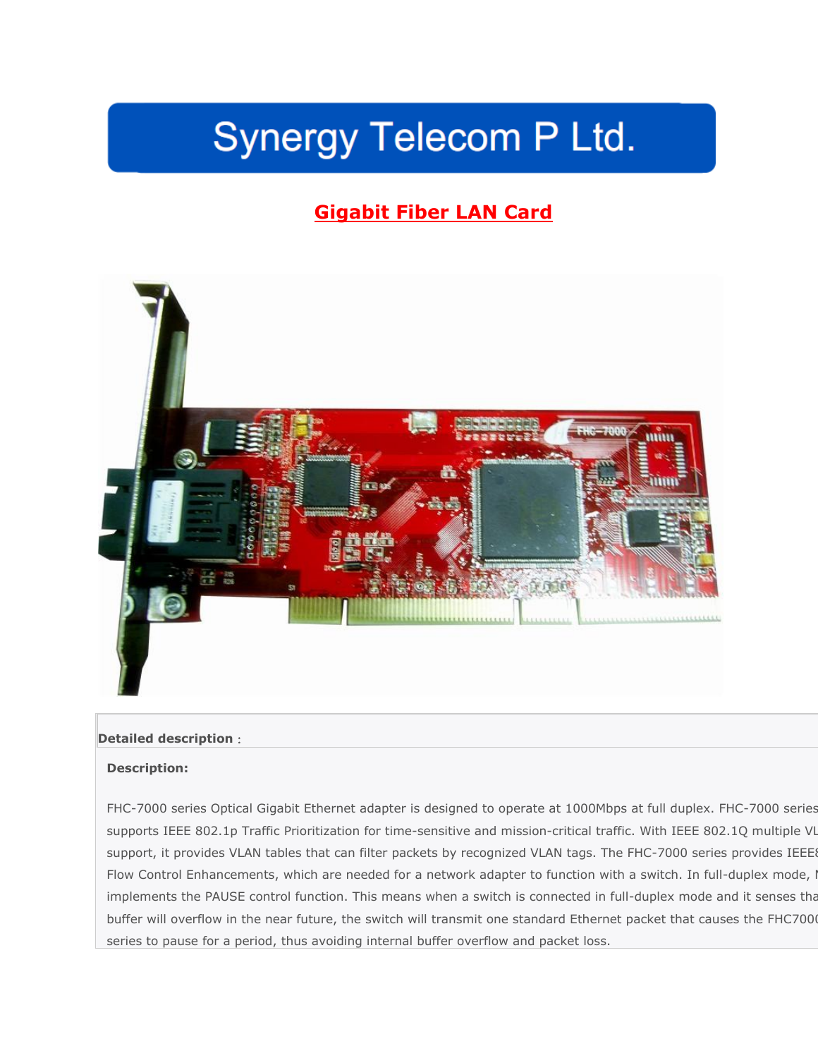# Synergy Telecom P Ltd.

## Gigabit Fiber LAN Card

**Detailed description**：

**Description:**

FHC-7000 series Optical Gigabit Ethernet adapter is designed to operate at 1000Mbps at full duplex. FHC-7000 series supports IEEE 802.1p Traffic Prioritization for time-sensitive and mission-critical traffic. With IEEE 802.1Q multiple VL support, it provides VLAN tables that can filter packets by recognized VLAN tags. The FHC-7000 series provides IEEE8 Flow Control Enhancements, which are needed for a network adapter to function with a switch. In full-duplex mode, I implements the PAUSE control function. This means when a switch is connected in full-duplex mode and it senses tha buffer will overflow in the near future, the switch will transmit one standard Ethernet packet that causes the FHC7000 series to pause for a period, thus avoiding internal buffer overflow and packet loss.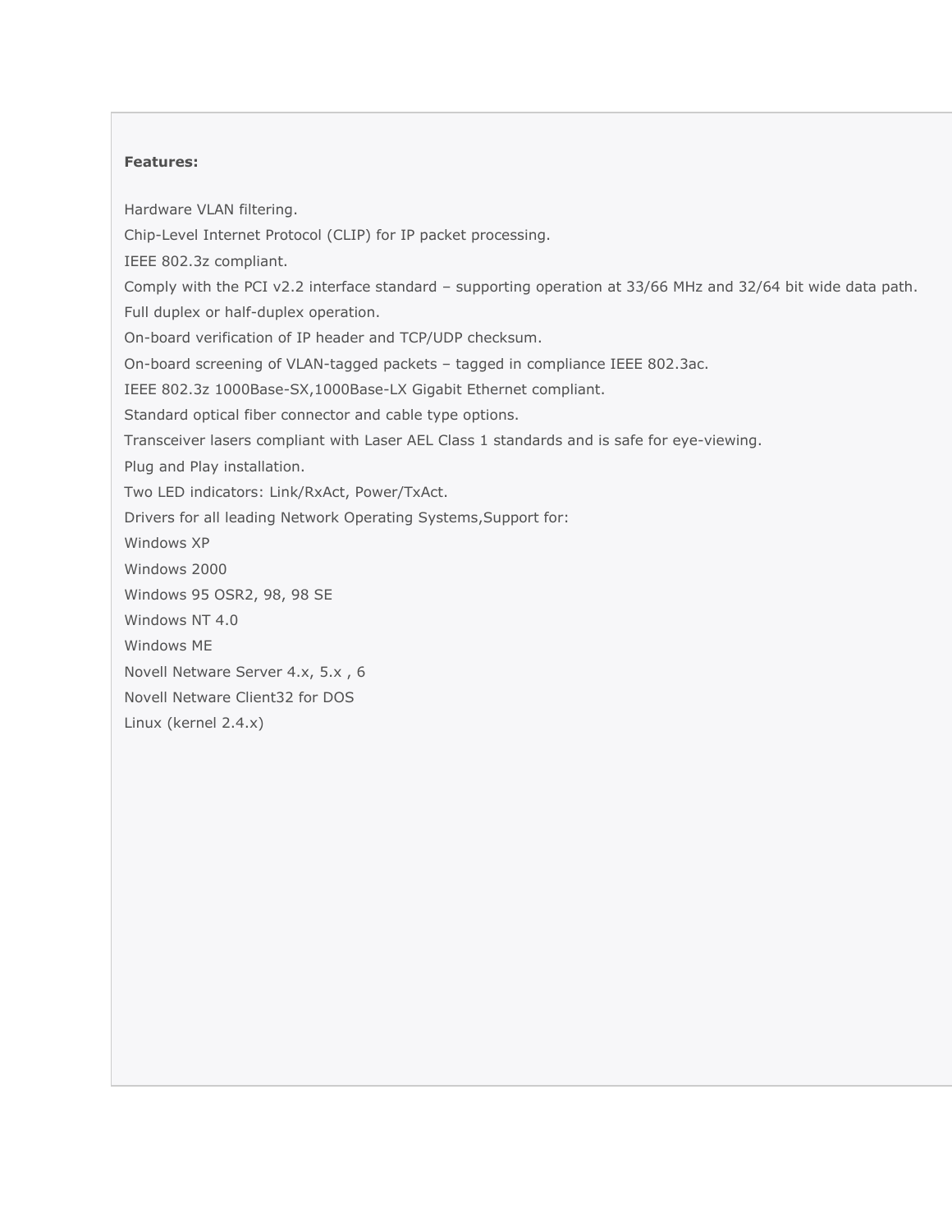**Features:**

Hardware VLAN filtering.

Chip-Level Internet Protocol (CLIP) for IP packet processing.

IEEE 802.3z compliant.

Comply with the PCI v2.2 interface standard – supporting operation at 33/66 MHz and 32/64 bit wide data path.

Full duplex or half-duplex operation.

On-board verification of IP header and TCP/UDP checksum.

On-board screening of VLAN-tagged packets – tagged in compliance IEEE 802.3ac.

IEEE 802.3z 1000Base-SX,1000Base-LX Gigabit Ethernet compliant.

Standard optical fiber connector and cable type options.

Transceiver lasers compliant with Laser AEL Class 1 standards and is safe for eye-viewing.

Plug and Play installation.

Two LED indicators: Link/RxAct, Power/TxAct.

Drivers for all leading Network Operating Systems,Support for:

Windows XP

Windows 2000

Windows 95 OSR2, 98, 98 SE

Windows NT 4.0

Windows ME

Novell Netware Server 4.x, 5.x , 6

Novell Netware Client32 for DOS

Linux (kernel 2.4.x)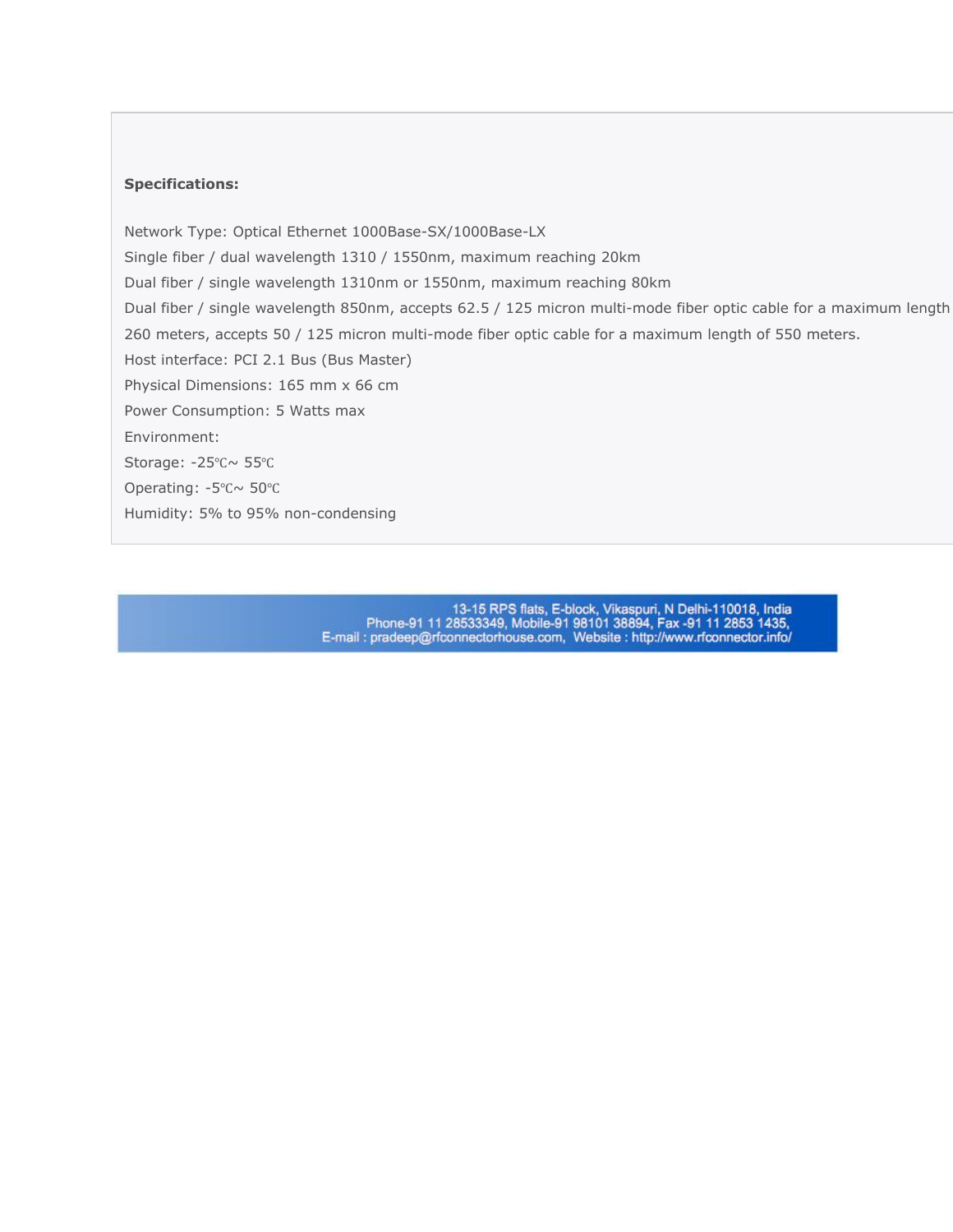**Specifications:**

Network Type: Optical Ethernet 1000Base-SX/1000Base-LX

Single fiber / dual wavelength 1310 / 1550nm, maximum reaching 20km

Dual fiber / single wavelength 1310nm or 1550nm, maximum reaching 80km

Dual fiber / single wavelength 850nm, accepts 62.5 / 125 micron multi-mode fiber optic cable for a maximum length 260 meters, accepts 50 / 125 micron multi-mode fiber optic cable for a maximum length of 550 meters.

Host interface: PCI 2.1 Bus (Bus Master)

Physical Dimensions: 165 mm x 66 cm

Power Consumption: 5 Watts max

Environment:

Storage: -25℃~ 55℃

Operating: -5℃~ 50℃

Humidity: 5% to 95% non-condensing

13-15 RPS flats, E-block, Vikaspuri, N Delhi-110018, India
Phone-91 11 28533349, Mobile-91 98101 38894, Fax -91 11 2853 1435,
E-mail : pradeep@rfconnectorhouse.com, Website : http://www.rfconnector.info/